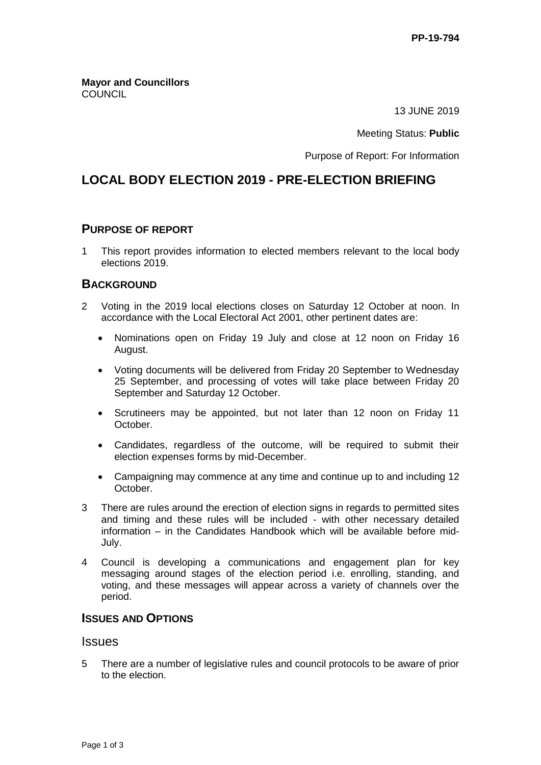**PP-19-794**

**Mayor and Councillors**
COUNCIL

13 JUNE 2019

Meeting Status: **Public**

Purpose of Report: For Information

# LOCAL BODY ELECTION 2019 - PRE-ELECTION BRIEFING

## PURPOSE OF REPORT

1 This report provides information to elected members relevant to the local body elections 2019.

## BACKGROUND

2 Voting in the 2019 local elections closes on Saturday 12 October at noon. In accordance with the Local Electoral Act 2001, other pertinent dates are:

- Nominations open on Friday 19 July and close at 12 noon on Friday 16 August.
- Voting documents will be delivered from Friday 20 September to Wednesday 25 September, and processing of votes will take place between Friday 20 September and Saturday 12 October.
- Scrutineers may be appointed, but not later than 12 noon on Friday 11 October.
- Candidates, regardless of the outcome, will be required to submit their election expenses forms by mid-December.
- Campaigning may commence at any time and continue up to and including 12 October.

3 There are rules around the erection of election signs in regards to permitted sites and timing and these rules will be included - with other necessary detailed information – in the Candidates Handbook which will be available before mid-July.

4 Council is developing a communications and engagement plan for key messaging around stages of the election period i.e. enrolling, standing, and voting, and these messages will appear across a variety of channels over the period.

## ISSUES AND OPTIONS

### Issues

5 There are a number of legislative rules and council protocols to be aware of prior to the election.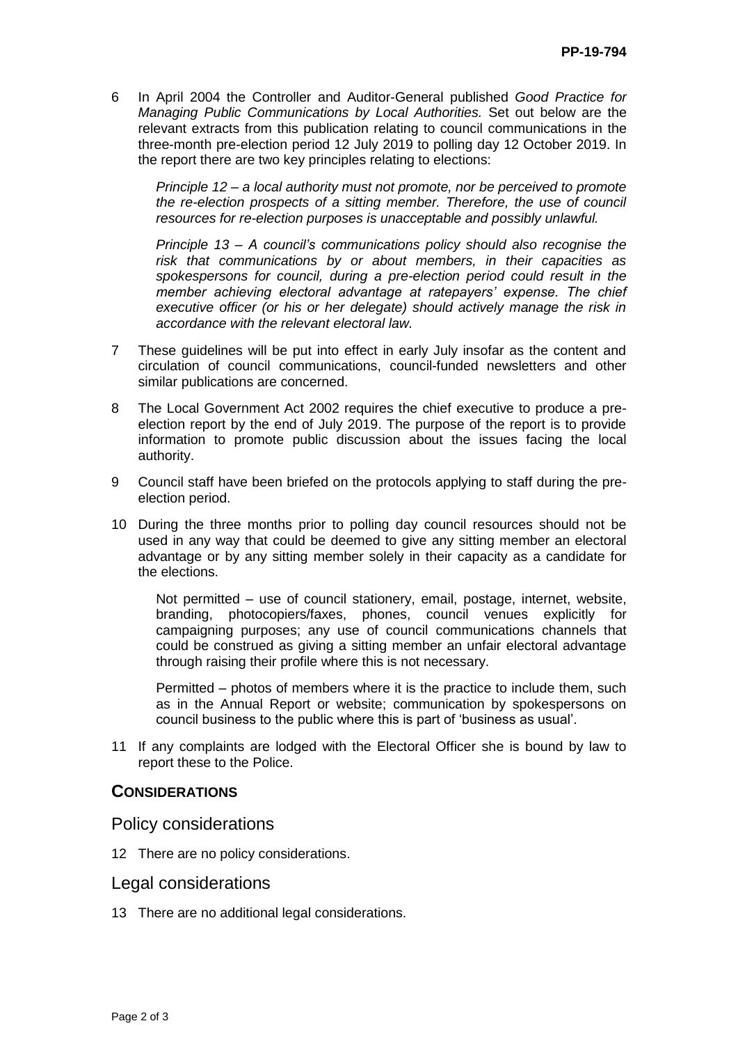6 In April 2004 the Controller and Auditor-General published *Good Practice for Managing Public Communications by Local Authorities.* Set out below are the relevant extracts from this publication relating to council communications in the three-month pre-election period 12 July 2019 to polling day 12 October 2019. In the report there are two key principles relating to elections:

> *Principle 12 – a local authority must not promote, nor be perceived to promote the re-election prospects of a sitting member. Therefore, the use of council resources for re-election purposes is unacceptable and possibly unlawful.*
>
> *Principle 13 – A council's communications policy should also recognise the risk that communications by or about members, in their capacities as spokespersons for council, during a pre-election period could result in the member achieving electoral advantage at ratepayers' expense. The chief executive officer (or his or her delegate) should actively manage the risk in accordance with the relevant electoral law.*

7 These guidelines will be put into effect in early July insofar as the content and circulation of council communications, council-funded newsletters and other similar publications are concerned.

8 The Local Government Act 2002 requires the chief executive to produce a pre-election report by the end of July 2019. The purpose of the report is to provide information to promote public discussion about the issues facing the local authority.

9 Council staff have been briefed on the protocols applying to staff during the pre-election period.

10 During the three months prior to polling day council resources should not be used in any way that could be deemed to give any sitting member an electoral advantage or by any sitting member solely in their capacity as a candidate for the elections.

> Not permitted – use of council stationery, email, postage, internet, website, branding, photocopiers/faxes, phones, council venues explicitly for campaigning purposes; any use of council communications channels that could be construed as giving a sitting member an unfair electoral advantage through raising their profile where this is not necessary.
>
> Permitted – photos of members where it is the practice to include them, such as in the Annual Report or website; communication by spokespersons on council business to the public where this is part of 'business as usual'.

11 If any complaints are lodged with the Electoral Officer she is bound by law to report these to the Police.

## CONSIDERATIONS

### Policy considerations

12 There are no policy considerations.

### Legal considerations

13 There are no additional legal considerations.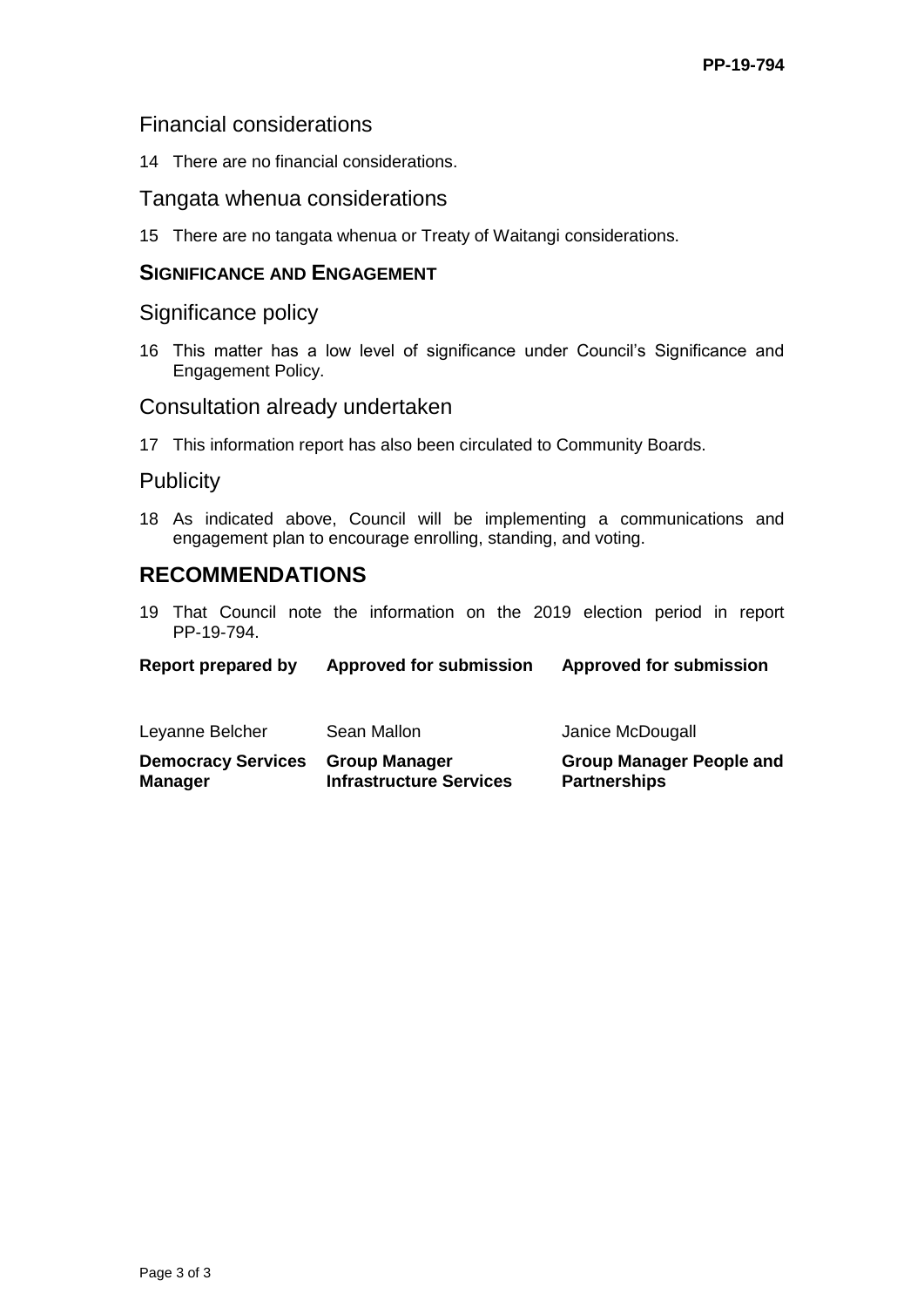### Financial considerations

14 There are no financial considerations.

### Tangata whenua considerations

15 There are no tangata whenua or Treaty of Waitangi considerations.

## SIGNIFICANCE AND ENGAGEMENT

### Significance policy

16 This matter has a low level of significance under Council's Significance and Engagement Policy.

### Consultation already undertaken

17 This information report has also been circulated to Community Boards.

### Publicity

18 As indicated above, Council will be implementing a communications and engagement plan to encourage enrolling, standing, and voting.

## RECOMMENDATIONS

19 That Council note the information on the 2019 election period in report PP-19-794.

| Report prepared by | Approved for submission | Approved for submission |
|---|---|---|
| Leyanne Belcher | Sean Mallon | Janice McDougall |
| **Democracy Services Manager** | **Group Manager Infrastructure Services** | **Group Manager People and Partnerships** |